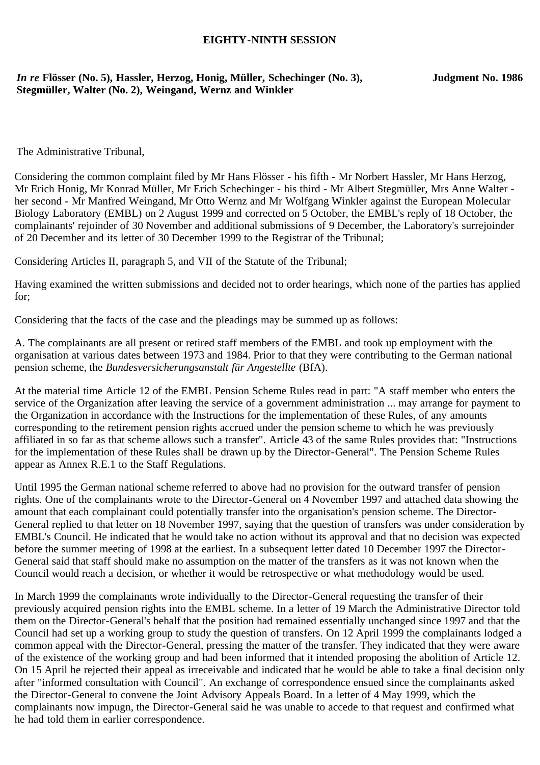**EIGHTY-NINTH SESSION**

***In re*** **Flösser (No. 5), Hassler, Herzog, Honig, Müller, Schechinger (No. 3), Stegmüller, Walter (No. 2), Weingand, Wernz and Winkler**

**Judgment No. 1986**

The Administrative Tribunal,

Considering the common complaint filed by Mr Hans Flösser - his fifth - Mr Norbert Hassler, Mr Hans Herzog, Mr Erich Honig, Mr Konrad Müller, Mr Erich Schechinger - his third - Mr Albert Stegmüller, Mrs Anne Walter - her second - Mr Manfred Weingand, Mr Otto Wernz and Mr Wolfgang Winkler against the European Molecular Biology Laboratory (EMBL) on 2 August 1999 and corrected on 5 October, the EMBL's reply of 18 October, the complainants' rejoinder of 30 November and additional submissions of 9 December, the Laboratory's surrejoinder of 20 December and its letter of 30 December 1999 to the Registrar of the Tribunal;

Considering Articles II, paragraph 5, and VII of the Statute of the Tribunal;

Having examined the written submissions and decided not to order hearings, which none of the parties has applied for;

Considering that the facts of the case and the pleadings may be summed up as follows:

A. The complainants are all present or retired staff members of the EMBL and took up employment with the organisation at various dates between 1973 and 1984. Prior to that they were contributing to the German national pension scheme, the *Bundesversicherungsanstalt für Angestellte* (BfA).

At the material time Article 12 of the EMBL Pension Scheme Rules read in part: "A staff member who enters the service of the Organization after leaving the service of a government administration ... may arrange for payment to the Organization in accordance with the Instructions for the implementation of these Rules, of any amounts corresponding to the retirement pension rights accrued under the pension scheme to which he was previously affiliated in so far as that scheme allows such a transfer". Article 43 of the same Rules provides that: "Instructions for the implementation of these Rules shall be drawn up by the Director-General". The Pension Scheme Rules appear as Annex R.E.1 to the Staff Regulations.

Until 1995 the German national scheme referred to above had no provision for the outward transfer of pension rights. One of the complainants wrote to the Director-General on 4 November 1997 and attached data showing the amount that each complainant could potentially transfer into the organisation's pension scheme. The Director-General replied to that letter on 18 November 1997, saying that the question of transfers was under consideration by EMBL's Council. He indicated that he would take no action without its approval and that no decision was expected before the summer meeting of 1998 at the earliest. In a subsequent letter dated 10 December 1997 the Director-General said that staff should make no assumption on the matter of the transfers as it was not known when the Council would reach a decision, or whether it would be retrospective or what methodology would be used.

In March 1999 the complainants wrote individually to the Director-General requesting the transfer of their previously acquired pension rights into the EMBL scheme. In a letter of 19 March the Administrative Director told them on the Director-General's behalf that the position had remained essentially unchanged since 1997 and that the Council had set up a working group to study the question of transfers. On 12 April 1999 the complainants lodged a common appeal with the Director-General, pressing the matter of the transfer. They indicated that they were aware of the existence of the working group and had been informed that it intended proposing the abolition of Article 12. On 15 April he rejected their appeal as irreceivable and indicated that he would be able to take a final decision only after "informed consultation with Council". An exchange of correspondence ensued since the complainants asked the Director-General to convene the Joint Advisory Appeals Board. In a letter of 4 May 1999, which the complainants now impugn, the Director-General said he was unable to accede to that request and confirmed what he had told them in earlier correspondence.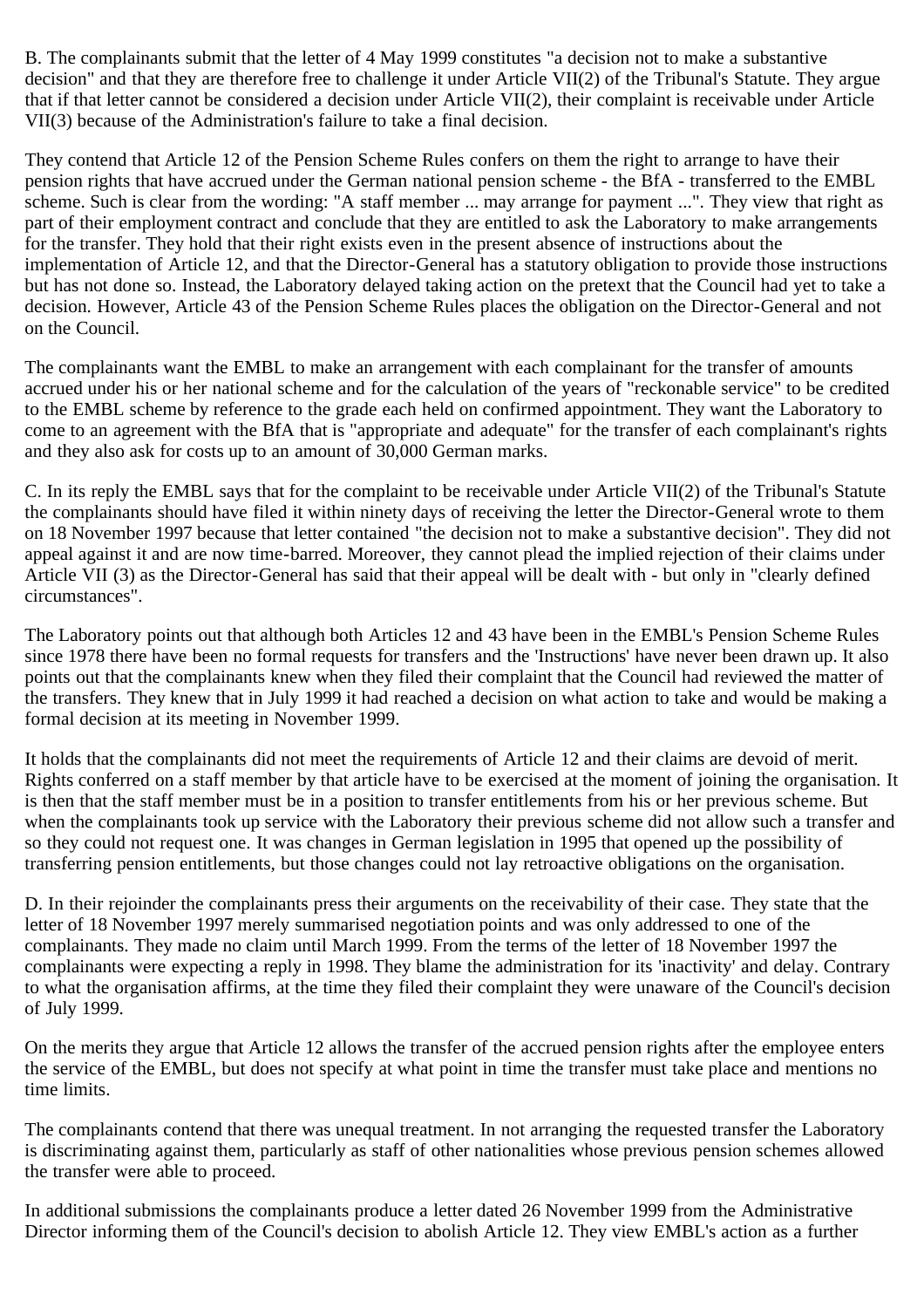B. The complainants submit that the letter of 4 May 1999 constitutes "a decision not to make a substantive decision" and that they are therefore free to challenge it under Article VII(2) of the Tribunal's Statute. They argue that if that letter cannot be considered a decision under Article VII(2), their complaint is receivable under Article VII(3) because of the Administration's failure to take a final decision.

They contend that Article 12 of the Pension Scheme Rules confers on them the right to arrange to have their pension rights that have accrued under the German national pension scheme - the BfA - transferred to the EMBL scheme. Such is clear from the wording: "A staff member ... may arrange for payment ...". They view that right as part of their employment contract and conclude that they are entitled to ask the Laboratory to make arrangements for the transfer. They hold that their right exists even in the present absence of instructions about the implementation of Article 12, and that the Director-General has a statutory obligation to provide those instructions but has not done so. Instead, the Laboratory delayed taking action on the pretext that the Council had yet to take a decision. However, Article 43 of the Pension Scheme Rules places the obligation on the Director-General and not on the Council.

The complainants want the EMBL to make an arrangement with each complainant for the transfer of amounts accrued under his or her national scheme and for the calculation of the years of "reckonable service" to be credited to the EMBL scheme by reference to the grade each held on confirmed appointment. They want the Laboratory to come to an agreement with the BfA that is "appropriate and adequate" for the transfer of each complainant's rights and they also ask for costs up to an amount of 30,000 German marks.

C. In its reply the EMBL says that for the complaint to be receivable under Article VII(2) of the Tribunal's Statute the complainants should have filed it within ninety days of receiving the letter the Director-General wrote to them on 18 November 1997 because that letter contained "the decision not to make a substantive decision". They did not appeal against it and are now time-barred. Moreover, they cannot plead the implied rejection of their claims under Article VII (3) as the Director-General has said that their appeal will be dealt with - but only in "clearly defined circumstances".

The Laboratory points out that although both Articles 12 and 43 have been in the EMBL's Pension Scheme Rules since 1978 there have been no formal requests for transfers and the 'Instructions' have never been drawn up. It also points out that the complainants knew when they filed their complaint that the Council had reviewed the matter of the transfers. They knew that in July 1999 it had reached a decision on what action to take and would be making a formal decision at its meeting in November 1999.

It holds that the complainants did not meet the requirements of Article 12 and their claims are devoid of merit. Rights conferred on a staff member by that article have to be exercised at the moment of joining the organisation. It is then that the staff member must be in a position to transfer entitlements from his or her previous scheme. But when the complainants took up service with the Laboratory their previous scheme did not allow such a transfer and so they could not request one. It was changes in German legislation in 1995 that opened up the possibility of transferring pension entitlements, but those changes could not lay retroactive obligations on the organisation.

D. In their rejoinder the complainants press their arguments on the receivability of their case. They state that the letter of 18 November 1997 merely summarised negotiation points and was only addressed to one of the complainants. They made no claim until March 1999. From the terms of the letter of 18 November 1997 the complainants were expecting a reply in 1998. They blame the administration for its 'inactivity' and delay. Contrary to what the organisation affirms, at the time they filed their complaint they were unaware of the Council's decision of July 1999.

On the merits they argue that Article 12 allows the transfer of the accrued pension rights after the employee enters the service of the EMBL, but does not specify at what point in time the transfer must take place and mentions no time limits.

The complainants contend that there was unequal treatment. In not arranging the requested transfer the Laboratory is discriminating against them, particularly as staff of other nationalities whose previous pension schemes allowed the transfer were able to proceed.

In additional submissions the complainants produce a letter dated 26 November 1999 from the Administrative Director informing them of the Council's decision to abolish Article 12. They view EMBL's action as a further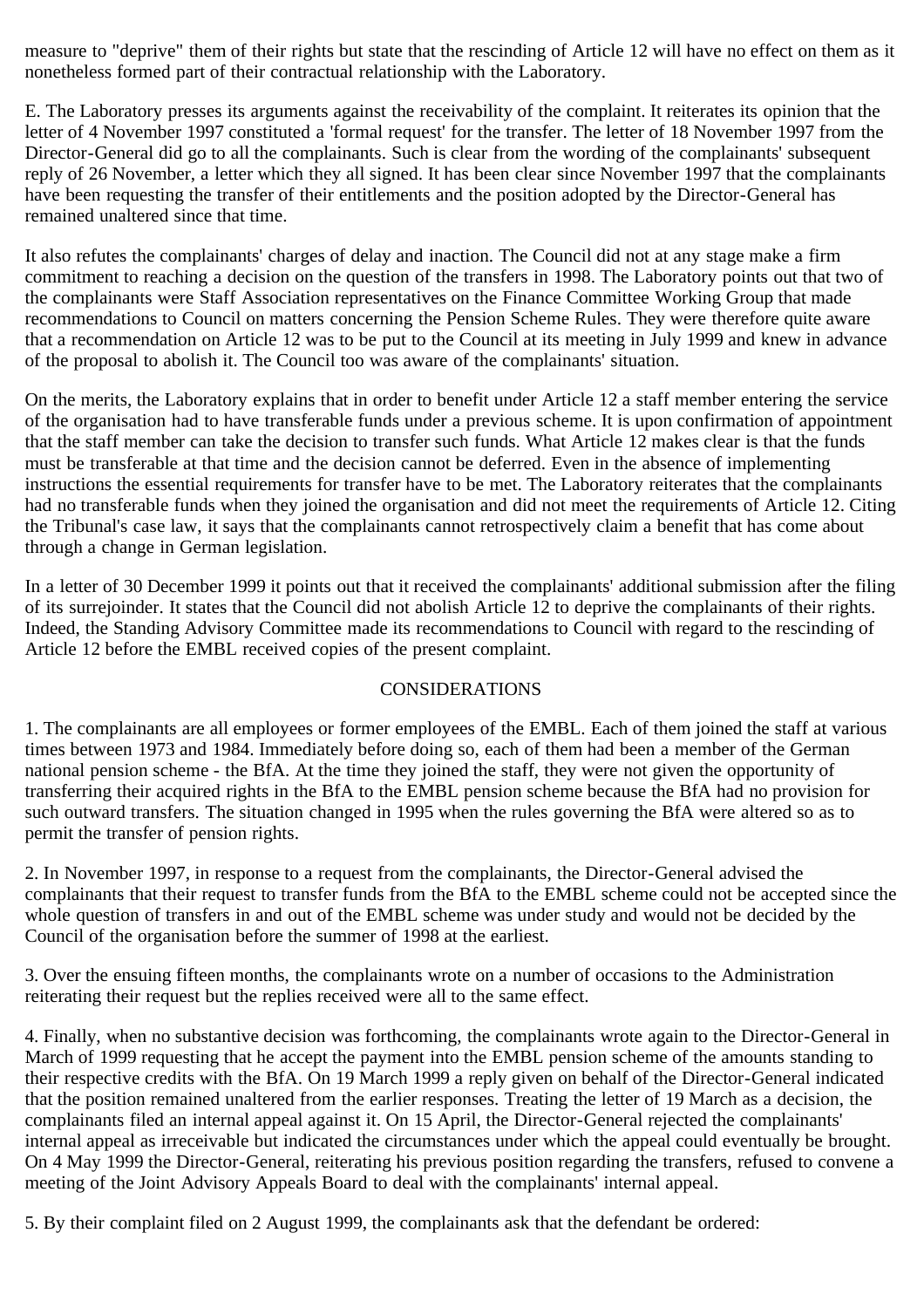measure to "deprive" them of their rights but state that the rescinding of Article 12 will have no effect on them as it nonetheless formed part of their contractual relationship with the Laboratory.

E. The Laboratory presses its arguments against the receivability of the complaint. It reiterates its opinion that the letter of 4 November 1997 constituted a 'formal request' for the transfer. The letter of 18 November 1997 from the Director-General did go to all the complainants. Such is clear from the wording of the complainants' subsequent reply of 26 November, a letter which they all signed. It has been clear since November 1997 that the complainants have been requesting the transfer of their entitlements and the position adopted by the Director-General has remained unaltered since that time.

It also refutes the complainants' charges of delay and inaction. The Council did not at any stage make a firm commitment to reaching a decision on the question of the transfers in 1998. The Laboratory points out that two of the complainants were Staff Association representatives on the Finance Committee Working Group that made recommendations to Council on matters concerning the Pension Scheme Rules. They were therefore quite aware that a recommendation on Article 12 was to be put to the Council at its meeting in July 1999 and knew in advance of the proposal to abolish it. The Council too was aware of the complainants' situation.

On the merits, the Laboratory explains that in order to benefit under Article 12 a staff member entering the service of the organisation had to have transferable funds under a previous scheme. It is upon confirmation of appointment that the staff member can take the decision to transfer such funds. What Article 12 makes clear is that the funds must be transferable at that time and the decision cannot be deferred. Even in the absence of implementing instructions the essential requirements for transfer have to be met. The Laboratory reiterates that the complainants had no transferable funds when they joined the organisation and did not meet the requirements of Article 12. Citing the Tribunal's case law, it says that the complainants cannot retrospectively claim a benefit that has come about through a change in German legislation.

In a letter of 30 December 1999 it points out that it received the complainants' additional submission after the filing of its surrejoinder. It states that the Council did not abolish Article 12 to deprive the complainants of their rights. Indeed, the Standing Advisory Committee made its recommendations to Council with regard to the rescinding of Article 12 before the EMBL received copies of the present complaint.

## CONSIDERATIONS

1. The complainants are all employees or former employees of the EMBL. Each of them joined the staff at various times between 1973 and 1984. Immediately before doing so, each of them had been a member of the German national pension scheme - the BfA. At the time they joined the staff, they were not given the opportunity of transferring their acquired rights in the BfA to the EMBL pension scheme because the BfA had no provision for such outward transfers. The situation changed in 1995 when the rules governing the BfA were altered so as to permit the transfer of pension rights.

2. In November 1997, in response to a request from the complainants, the Director-General advised the complainants that their request to transfer funds from the BfA to the EMBL scheme could not be accepted since the whole question of transfers in and out of the EMBL scheme was under study and would not be decided by the Council of the organisation before the summer of 1998 at the earliest.

3. Over the ensuing fifteen months, the complainants wrote on a number of occasions to the Administration reiterating their request but the replies received were all to the same effect.

4. Finally, when no substantive decision was forthcoming, the complainants wrote again to the Director-General in March of 1999 requesting that he accept the payment into the EMBL pension scheme of the amounts standing to their respective credits with the BfA. On 19 March 1999 a reply given on behalf of the Director-General indicated that the position remained unaltered from the earlier responses. Treating the letter of 19 March as a decision, the complainants filed an internal appeal against it. On 15 April, the Director-General rejected the complainants' internal appeal as irreceivable but indicated the circumstances under which the appeal could eventually be brought. On 4 May 1999 the Director-General, reiterating his previous position regarding the transfers, refused to convene a meeting of the Joint Advisory Appeals Board to deal with the complainants' internal appeal.

5. By their complaint filed on 2 August 1999, the complainants ask that the defendant be ordered: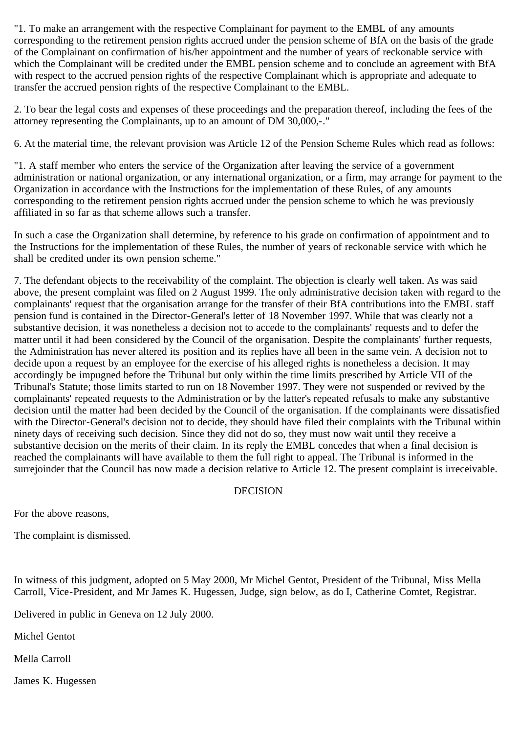"1. To make an arrangement with the respective Complainant for payment to the EMBL of any amounts corresponding to the retirement pension rights accrued under the pension scheme of BfA on the basis of the grade of the Complainant on confirmation of his/her appointment and the number of years of reckonable service with which the Complainant will be credited under the EMBL pension scheme and to conclude an agreement with BfA with respect to the accrued pension rights of the respective Complainant which is appropriate and adequate to transfer the accrued pension rights of the respective Complainant to the EMBL.

2. To bear the legal costs and expenses of these proceedings and the preparation thereof, including the fees of the attorney representing the Complainants, up to an amount of DM 30,000,-."

6. At the material time, the relevant provision was Article 12 of the Pension Scheme Rules which read as follows:

"1. A staff member who enters the service of the Organization after leaving the service of a government administration or national organization, or any international organization, or a firm, may arrange for payment to the Organization in accordance with the Instructions for the implementation of these Rules, of any amounts corresponding to the retirement pension rights accrued under the pension scheme to which he was previously affiliated in so far as that scheme allows such a transfer.

In such a case the Organization shall determine, by reference to his grade on confirmation of appointment and to the Instructions for the implementation of these Rules, the number of years of reckonable service with which he shall be credited under its own pension scheme."

7. The defendant objects to the receivability of the complaint. The objection is clearly well taken. As was said above, the present complaint was filed on 2 August 1999. The only administrative decision taken with regard to the complainants' request that the organisation arrange for the transfer of their BfA contributions into the EMBL staff pension fund is contained in the Director-General's letter of 18 November 1997. While that was clearly not a substantive decision, it was nonetheless a decision not to accede to the complainants' requests and to defer the matter until it had been considered by the Council of the organisation. Despite the complainants' further requests, the Administration has never altered its position and its replies have all been in the same vein. A decision not to decide upon a request by an employee for the exercise of his alleged rights is nonetheless a decision. It may accordingly be impugned before the Tribunal but only within the time limits prescribed by Article VII of the Tribunal's Statute; those limits started to run on 18 November 1997. They were not suspended or revived by the complainants' repeated requests to the Administration or by the latter's repeated refusals to make any substantive decision until the matter had been decided by the Council of the organisation. If the complainants were dissatisfied with the Director-General's decision not to decide, they should have filed their complaints with the Tribunal within ninety days of receiving such decision. Since they did not do so, they must now wait until they receive a substantive decision on the merits of their claim. In its reply the EMBL concedes that when a final decision is reached the complainants will have available to them the full right to appeal. The Tribunal is informed in the surrejoinder that the Council has now made a decision relative to Article 12. The present complaint is irreceivable.

DECISION

For the above reasons,

The complaint is dismissed.

In witness of this judgment, adopted on 5 May 2000, Mr Michel Gentot, President of the Tribunal, Miss Mella Carroll, Vice-President, and Mr James K. Hugessen, Judge, sign below, as do I, Catherine Comtet, Registrar.

Delivered in public in Geneva on 12 July 2000.

Michel Gentot

Mella Carroll

James K. Hugessen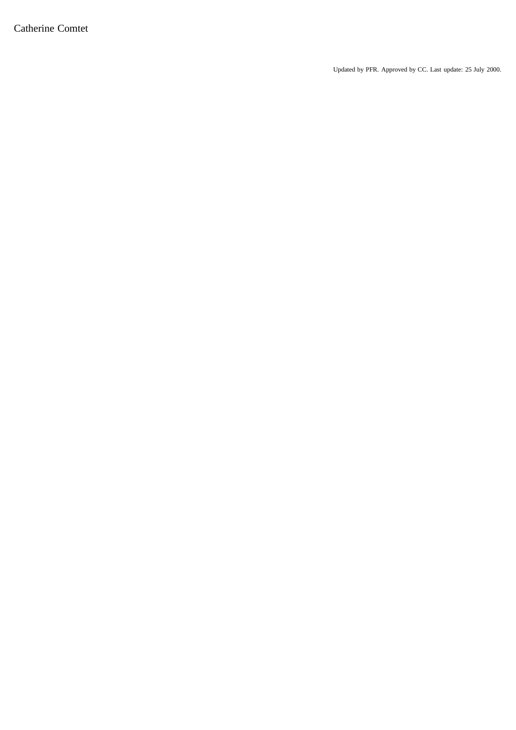Catherine Comtet

Updated by PFR. Approved by CC. Last update: 25 July 2000.